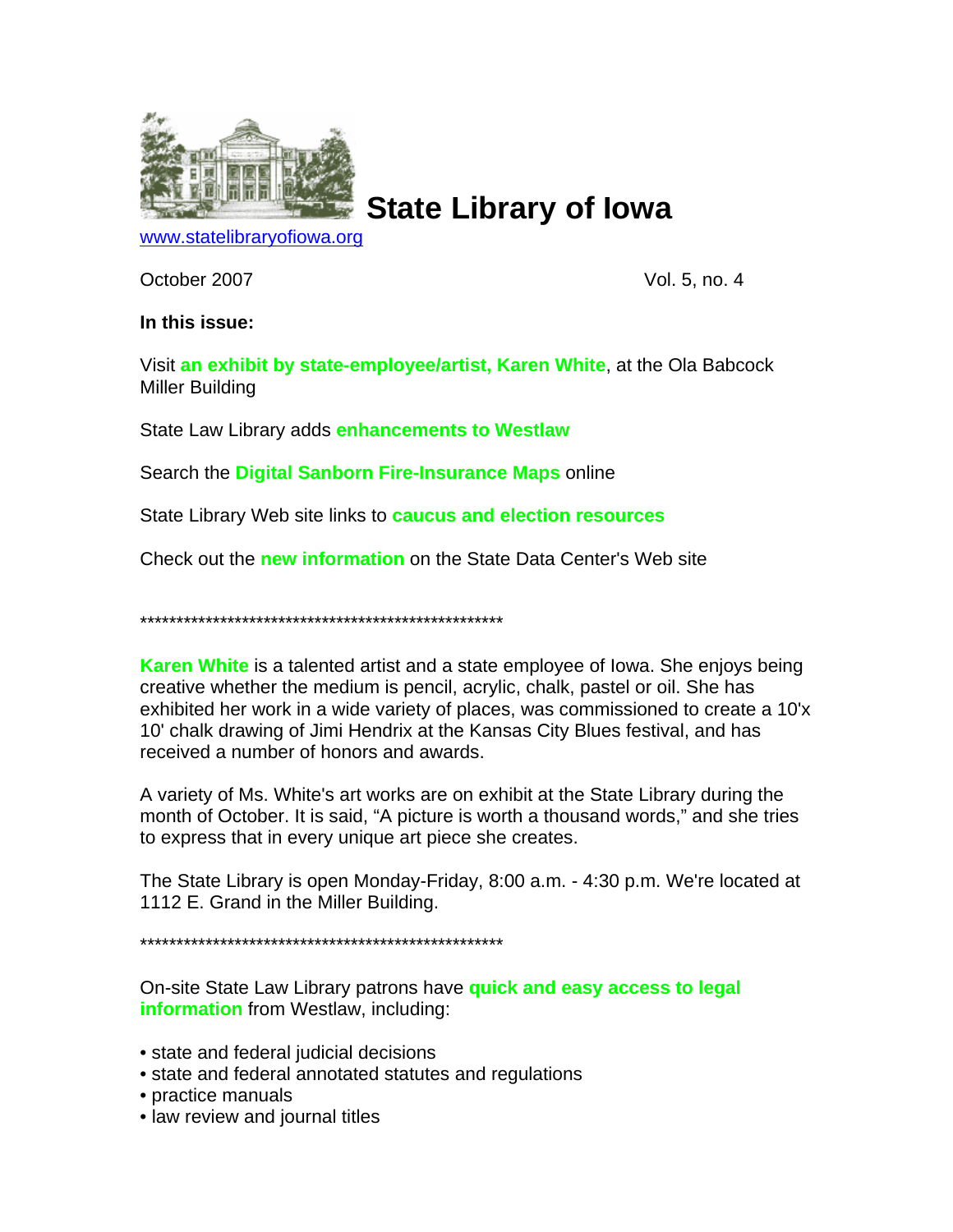# State Library of Iowa

www.statelibraryofiowa.org

October 2007 Vol. 5, no. 4

**In this issue:**

Visit **an exhibit by state-employee/artist, Karen White**, at the Ola Babcock Miller Building

State Law Library adds **enhancements to Westlaw**

Search the **Digital Sanborn Fire-Insurance Maps** online

State Library Web site links to **caucus and election resources**

Check out the **new information** on the State Data Center's Web site

****************************************************

**Karen White** is a talented artist and a state employee of Iowa. She enjoys being creative whether the medium is pencil, acrylic, chalk, pastel or oil. She has exhibited her work in a wide variety of places, was commissioned to create a 10'x 10' chalk drawing of Jimi Hendrix at the Kansas City Blues festival, and has received a number of honors and awards.

A variety of Ms. White's art works are on exhibit at the State Library during the month of October. It is said, "A picture is worth a thousand words," and she tries to express that in every unique art piece she creates.

The State Library is open Monday-Friday, 8:00 a.m. - 4:30 p.m. We're located at 1112 E. Grand in the Miller Building.

****************************************************

On-site State Law Library patrons have **quick and easy access to legal information** from Westlaw, including:

- state and federal judicial decisions
- state and federal annotated statutes and regulations
- practice manuals
- law review and journal titles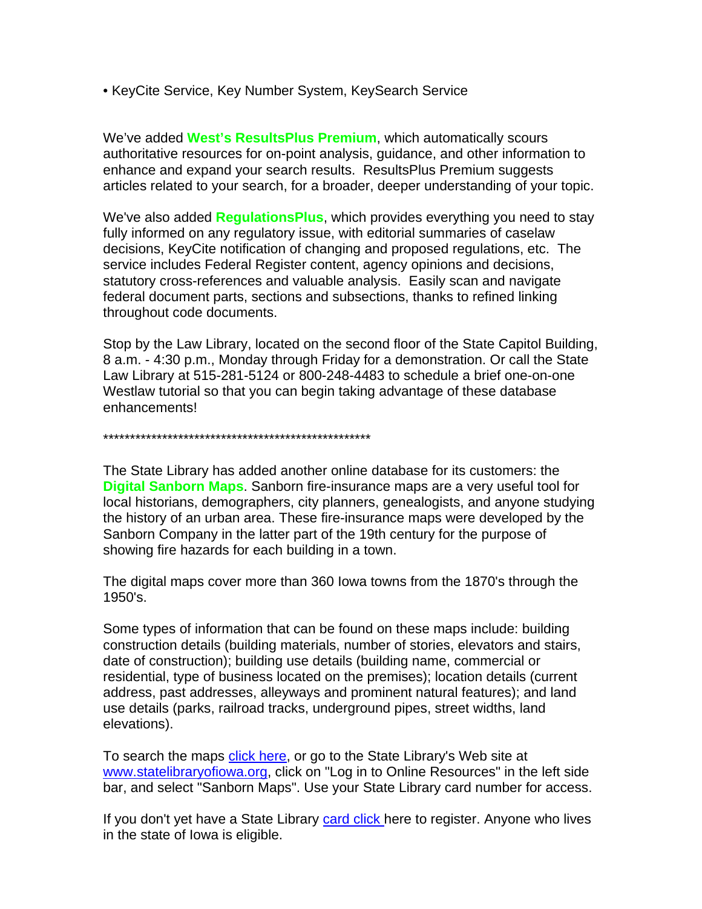- KeyCite Service, Key Number System, KeySearch Service

We've added **West's ResultsPlus Premium**, which automatically scours authoritative resources for on-point analysis, guidance, and other information to enhance and expand your search results. ResultsPlus Premium suggests articles related to your search, for a broader, deeper understanding of your topic.

We've also added **RegulationsPlus**, which provides everything you need to stay fully informed on any regulatory issue, with editorial summaries of caselaw decisions, KeyCite notification of changing and proposed regulations, etc. The service includes Federal Register content, agency opinions and decisions, statutory cross-references and valuable analysis. Easily scan and navigate federal document parts, sections and subsections, thanks to refined linking throughout code documents.

Stop by the Law Library, located on the second floor of the State Capitol Building, 8 a.m. - 4:30 p.m., Monday through Friday for a demonstration. Or call the State Law Library at 515-281-5124 or 800-248-4483 to schedule a brief one-on-one Westlaw tutorial so that you can begin taking advantage of these database enhancements!

***************************************************

The State Library has added another online database for its customers: the **Digital Sanborn Maps**. Sanborn fire-insurance maps are a very useful tool for local historians, demographers, city planners, genealogists, and anyone studying the history of an urban area. These fire-insurance maps were developed by the Sanborn Company in the latter part of the 19th century for the purpose of showing fire hazards for each building in a town.

The digital maps cover more than 360 Iowa towns from the 1870's through the 1950's.

Some types of information that can be found on these maps include: building construction details (building materials, number of stories, elevators and stairs, date of construction); building use details (building name, commercial or residential, type of business located on the premises); location details (current address, past addresses, alleyways and prominent natural features); and land use details (parks, railroad tracks, underground pipes, street widths, land elevations).

To search the maps click here, or go to the State Library's Web site at www.statelibraryofiowa.org, click on "Log in to Online Resources" in the left side bar, and select "Sanborn Maps". Use your State Library card number for access.

If you don't yet have a State Library card click here to register. Anyone who lives in the state of Iowa is eligible.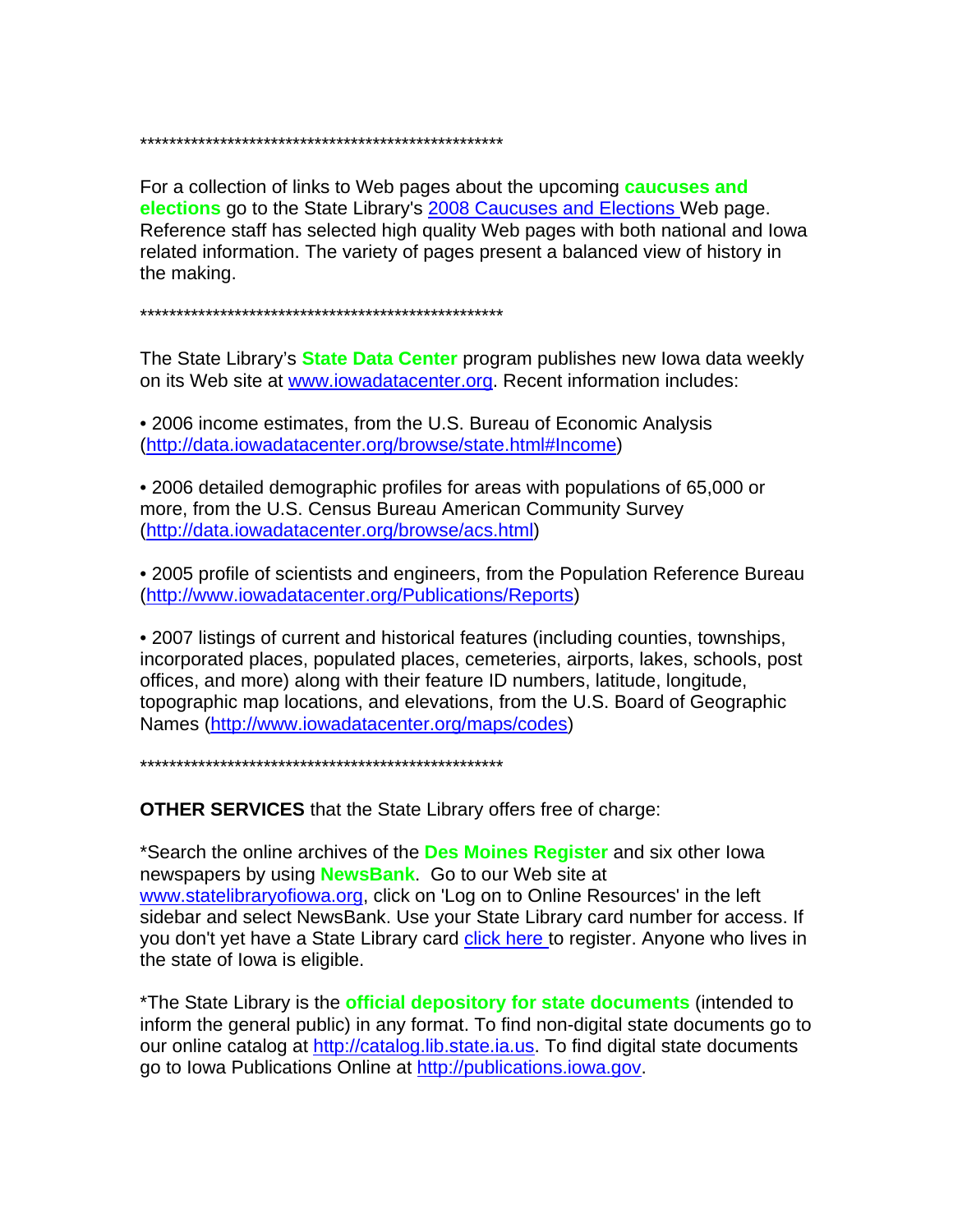***************************************************

For a collection of links to Web pages about the upcoming **caucuses and elections** go to the State Library's [2008 Caucuses and Elections ]Web page. Reference staff has selected high quality Web pages with both national and Iowa related information. The variety of pages present a balanced view of history in the making.

***************************************************

The State Library's **State Data Center** program publishes new Iowa data weekly on its Web site at www.iowadatacenter.org. Recent information includes:

• 2006 income estimates, from the U.S. Bureau of Economic Analysis (http://data.iowadatacenter.org/browse/state.html#Income)

• 2006 detailed demographic profiles for areas with populations of 65,000 or more, from the U.S. Census Bureau American Community Survey (http://data.iowadatacenter.org/browse/acs.html)

• 2005 profile of scientists and engineers, from the Population Reference Bureau (http://www.iowadatacenter.org/Publications/Reports)

• 2007 listings of current and historical features (including counties, townships, incorporated places, populated places, cemeteries, airports, lakes, schools, post offices, and more) along with their feature ID numbers, latitude, longitude, topographic map locations, and elevations, from the U.S. Board of Geographic Names (http://www.iowadatacenter.org/maps/codes)

***************************************************

**OTHER SERVICES** that the State Library offers free of charge:

*Search the online archives of the **Des Moines Register** and six other Iowa newspapers by using **NewsBank**. Go to our Web site at www.statelibraryofiowa.org, click on 'Log on to Online Resources' in the left sidebar and select NewsBank. Use your State Library card number for access. If you don't yet have a State Library card click here to register. Anyone who lives in the state of Iowa is eligible.

*The State Library is the **official depository for state documents** (intended to inform the general public) in any format. To find non-digital state documents go to our online catalog at http://catalog.lib.state.ia.us. To find digital state documents go to Iowa Publications Online at http://publications.iowa.gov.